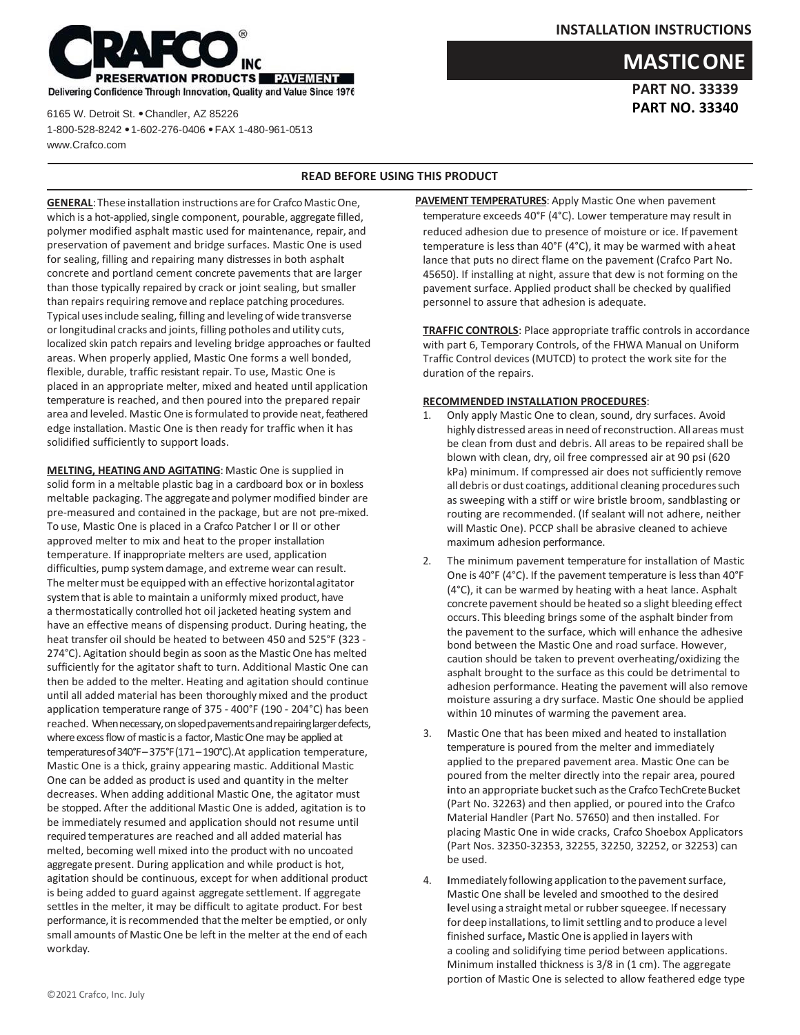**CRAFCO INC**
**PRESERVATION PRODUCTS | PAVEMENT**
Delivering Confidence Through Innovation, Quality and Value Since 1976

6165 W. Detroit St. • Chandler, AZ 85226
1-800-528-8242 • 1-602-276-0406 • FAX 1-480-961-0513
www.Crafco.com

**INSTALLATION INSTRUCTIONS**

# MASTIC ONE

**PART NO. 33339**
**PART NO. 33340**

**READ BEFORE USING THIS PRODUCT**

**GENERAL**: These installation instructions are for Crafco Mastic One, which is a hot-applied, single component, pourable, aggregate filled, polymer modified asphalt mastic used for maintenance, repair, and preservation of pavement and bridge surfaces. Mastic One is used for sealing, filling and repairing many distresses in both asphalt concrete and portland cement concrete pavements that are larger than those typically repaired by crack or joint sealing, but smaller than repairs requiring remove and replace patching procedures. Typical uses include sealing, filling and leveling of wide transverse or longitudinal cracks and joints, filling potholes and utility cuts, localized skin patch repairs and leveling bridge approaches or faulted areas. When properly applied, Mastic One forms a well bonded, flexible, durable, traffic resistant repair. To use, Mastic One is placed in an appropriate melter, mixed and heated until application temperature is reached, and then poured into the prepared repair area and leveled. Mastic One is formulated to provide neat, feathered edge installation. Mastic One is then ready for traffic when it has solidified sufficiently to support loads.

**MELTING, HEATING AND AGITATING**: Mastic One is supplied in solid form in a meltable plastic bag in a cardboard box or in boxless meltable packaging. The aggregate and polymer modified binder are pre-measured and contained in the package, but are not pre-mixed. To use, Mastic One is placed in a Crafco Patcher I or II or other approved melter to mix and heat to the proper installation temperature. If inappropriate melters are used, application difficulties, pump system damage, and extreme wear can result. The melter must be equipped with an effective horizontal agitator system that is able to maintain a uniformly mixed product, have a thermostatically controlled hot oil jacketed heating system and have an effective means of dispensing product. During heating, the heat transfer oil should be heated to between 450 and 525°F (323 - 274°C). Agitation should begin as soon as the Mastic One has melted sufficiently for the agitator shaft to turn. Additional Mastic One can then be added to the melter. Heating and agitation should continue until all added material has been thoroughly mixed and the product application temperature range of 375 - 400°F (190 - 204°C) has been reached. When necessary, on sloped pavements and repairing larger defects, where excess flow of mastic is a factor, Mastic One may be applied at temperatures of 340°F – 375°F (171 – 190°C). At application temperature, Mastic One is a thick, grainy appearing mastic. Additional Mastic One can be added as product is used and quantity in the melter decreases. When adding additional Mastic One, the agitator must be stopped. After the additional Mastic One is added, agitation is to be immediately resumed and application should not resume until required temperatures are reached and all added material has melted, becoming well mixed into the product with no uncoated aggregate present. During application and while product is hot, agitation should be continuous, except for when additional product is being added to guard against aggregate settlement. If aggregate settles in the melter, it may be difficult to agitate product. For best performance, it is recommended that the melter be emptied, or only small amounts of Mastic One be left in the melter at the end of each workday.

**PAVEMENT TEMPERATURES**: Apply Mastic One when pavement temperature exceeds 40°F (4°C). Lower temperature may result in reduced adhesion due to presence of moisture or ice. If pavement temperature is less than 40°F (4°C), it may be warmed with a heat lance that puts no direct flame on the pavement (Crafco Part No. 45650). If installing at night, assure that dew is not forming on the pavement surface. Applied product shall be checked by qualified personnel to assure that adhesion is adequate.

**TRAFFIC CONTROLS**: Place appropriate traffic controls in accordance with part 6, Temporary Controls, of the FHWA Manual on Uniform Traffic Control devices (MUTCD) to protect the work site for the duration of the repairs.

**RECOMMENDED INSTALLATION PROCEDURES**:

1. Only apply Mastic One to clean, sound, dry surfaces. Avoid highly distressed areas in need of reconstruction. All areas must be clean from dust and debris. All areas to be repaired shall be blown with clean, dry, oil free compressed air at 90 psi (620 kPa) minimum. If compressed air does not sufficiently remove all debris or dust coatings, additional cleaning procedures such as sweeping with a stiff or wire bristle broom, sandblasting or routing are recommended. (If sealant will not adhere, neither will Mastic One). PCCP shall be abrasive cleaned to achieve maximum adhesion performance.
2. The minimum pavement temperature for installation of Mastic One is 40°F (4°C). If the pavement temperature is less than 40°F (4°C), it can be warmed by heating with a heat lance. Asphalt concrete pavement should be heated so a slight bleeding effect occurs. This bleeding brings some of the asphalt binder from the pavement to the surface, which will enhance the adhesive bond between the Mastic One and road surface. However, caution should be taken to prevent overheating/oxidizing the asphalt brought to the surface as this could be detrimental to adhesion performance. Heating the pavement will also remove moisture assuring a dry surface. Mastic One should be applied within 10 minutes of warming the pavement area.
3. Mastic One that has been mixed and heated to installation temperature is poured from the melter and immediately applied to the prepared pavement area. Mastic One can be poured from the melter directly into the repair area, poured into an appropriate bucket such as the Crafco TechCrete Bucket (Part No. 32263) and then applied, or poured into the Crafco Material Handler (Part No. 57650) and then installed. For placing Mastic One in wide cracks, Crafco Shoebox Applicators (Part Nos. 32350-32353, 32255, 32250, 32252, or 32253) can be used.
4. Immediately following application to the pavement surface, Mastic One shall be leveled and smoothed to the desired level using a straight metal or rubber squeegee. If necessary for deep installations, to limit settling and to produce a level finished surface, Mastic One is applied in layers with a cooling and solidifying time period between applications. Minimum installed thickness is 3/8 in (1 cm). The aggregate portion of Mastic One is selected to allow feathered edge type

©2021 Crafco, Inc. July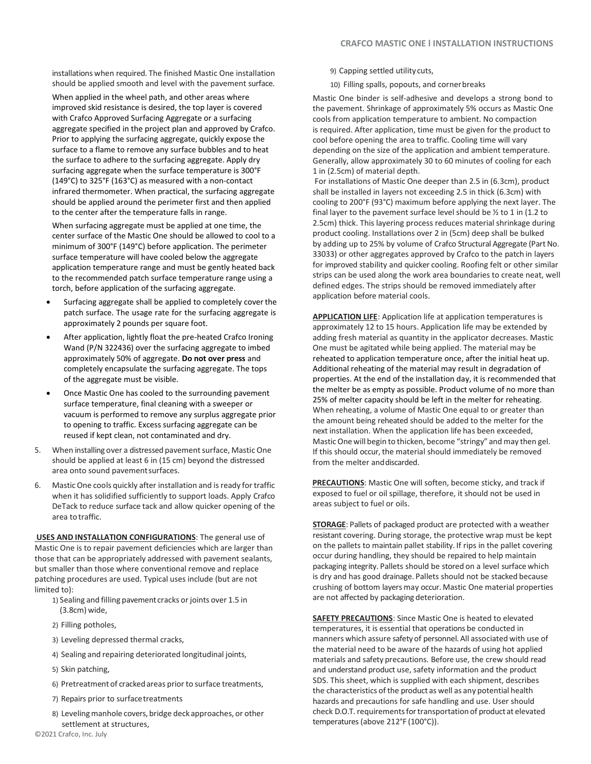installations when required. The finished Mastic One installation should be applied smooth and level with the pavement surface.

When applied in the wheel path, and other areas where improved skid resistance is desired, the top layer is covered with Crafco Approved Surfacing Aggregate or a surfacing aggregate specified in the project plan and approved by Crafco. Prior to applying the surfacing aggregate, quickly expose the surface to a flame to remove any surface bubbles and to heat the surface to adhere to the surfacing aggregate. Apply dry surfacing aggregate when the surface temperature is 300°F (149°C) to 325°F (163°C) as measured with a non-contact infrared thermometer. When practical, the surfacing aggregate should be applied around the perimeter first and then applied to the center after the temperature falls in range.

When surfacing aggregate must be applied at one time, the center surface of the Mastic One should be allowed to cool to a minimum of 300°F (149°C) before application. The perimeter surface temperature will have cooled below the aggregate application temperature range and must be gently heated back to the recommended patch surface temperature range using a torch, before application of the surfacing aggregate.

- Surfacing aggregate shall be applied to completely cover the patch surface. The usage rate for the surfacing aggregate is approximately 2 pounds per square foot.
- After application, lightly float the pre-heated Crafco Ironing Wand (P/N 322436) over the surfacing aggregate to imbed approximately 50% of aggregate. **Do not over press** and completely encapsulate the surfacing aggregate. The tops of the aggregate must be visible.
- Once Mastic One has cooled to the surrounding pavement surface temperature, final cleaning with a sweeper or vacuum is performed to remove any surplus aggregate prior to opening to traffic. Excess surfacing aggregate can be reused if kept clean, not contaminated and dry.

5. When installing over a distressed pavement surface, Mastic One should be applied at least 6 in (15 cm) beyond the distressed area onto sound pavement surfaces.
6. Mastic One cools quickly after installation and is ready for traffic when it has solidified sufficiently to support loads. Apply Crafco DeTack to reduce surface tack and allow quicker opening of the area to traffic.

**USES AND INSTALLATION CONFIGURATIONS**: The general use of Mastic One is to repair pavement deficiencies which are larger than those that can be appropriately addressed with pavement sealants, but smaller than those where conventional remove and replace patching procedures are used. Typical uses include (but are not limited to):

1) Sealing and filling pavement cracks or joints over 1.5 in (3.8cm) wide,
2) Filling potholes,
3) Leveling depressed thermal cracks,
4) Sealing and repairing deteriorated longitudinal joints,
5) Skin patching,
6) Pretreatment of cracked areas prior to surface treatments,
7) Repairs prior to surface treatments
8) Leveling manhole covers, bridge deck approaches, or other settlement at structures,
9) Capping settled utility cuts,
10) Filling spalls, popouts, and corner breaks

Mastic One binder is self-adhesive and develops a strong bond to the pavement. Shrinkage of approximately 5% occurs as Mastic One cools from application temperature to ambient. No compaction is required. After application, time must be given for the product to cool before opening the area to traffic. Cooling time will vary depending on the size of the application and ambient temperature. Generally, allow approximately 30 to 60 minutes of cooling for each 1 in (2.5cm) of material depth.

For installations of Mastic One deeper than 2.5 in (6.3cm), product shall be installed in layers not exceeding 2.5 in thick (6.3cm) with cooling to 200°F (93°C) maximum before applying the next layer. The final layer to the pavement surface level should be ½ to 1 in (1.2 to 2.5cm) thick. This layering process reduces material shrinkage during product cooling. Installations over 2 in (5cm) deep shall be bulked by adding up to 25% by volume of Crafco Structural Aggregate (Part No. 33033) or other aggregates approved by Crafco to the patch in layers for improved stability and quicker cooling. Roofing felt or other similar strips can be used along the work area boundaries to create neat, well defined edges. The strips should be removed immediately after application before material cools.

**APPLICATION LIFE**: Application life at application temperatures is approximately 12 to 15 hours. Application life may be extended by adding fresh material as quantity in the applicator decreases. Mastic One must be agitated while being applied. The material may be reheated to application temperature once, after the initial heat up. Additional reheating of the material may result in degradation of properties. At the end of the installation day, it is recommended that the melter be as empty as possible. Product volume of no more than 25% of melter capacity should be left in the melter for reheating. When reheating, a volume of Mastic One equal to or greater than the amount being reheated should be added to the melter for the next installation. When the application life has been exceeded, Mastic One will begin to thicken, become "stringy" and may then gel. If this should occur, the material should immediately be removed from the melter and discarded.

**PRECAUTIONS**: Mastic One will soften, become sticky, and track if exposed to fuel or oil spillage, therefore, it should not be used in areas subject to fuel or oils.

**STORAGE**: Pallets of packaged product are protected with a weather resistant covering. During storage, the protective wrap must be kept on the pallets to maintain pallet stability. If rips in the pallet covering occur during handling, they should be repaired to help maintain packaging integrity. Pallets should be stored on a level surface which is dry and has good drainage. Pallets should not be stacked because crushing of bottom layers may occur. Mastic One material properties are not affected by packaging deterioration.

**SAFETY PRECAUTIONS**: Since Mastic One is heated to elevated temperatures, it is essential that operations be conducted in manners which assure safety of personnel. All associated with use of the material need to be aware of the hazards of using hot applied materials and safety precautions. Before use, the crew should read and understand product use, safety information and the product SDS. This sheet, which is supplied with each shipment, describes the characteristics of the product as well as any potential health hazards and precautions for safe handling and use. User should check D.O.T. requirements for transportation of product at elevated temperatures (above 212°F (100°C)).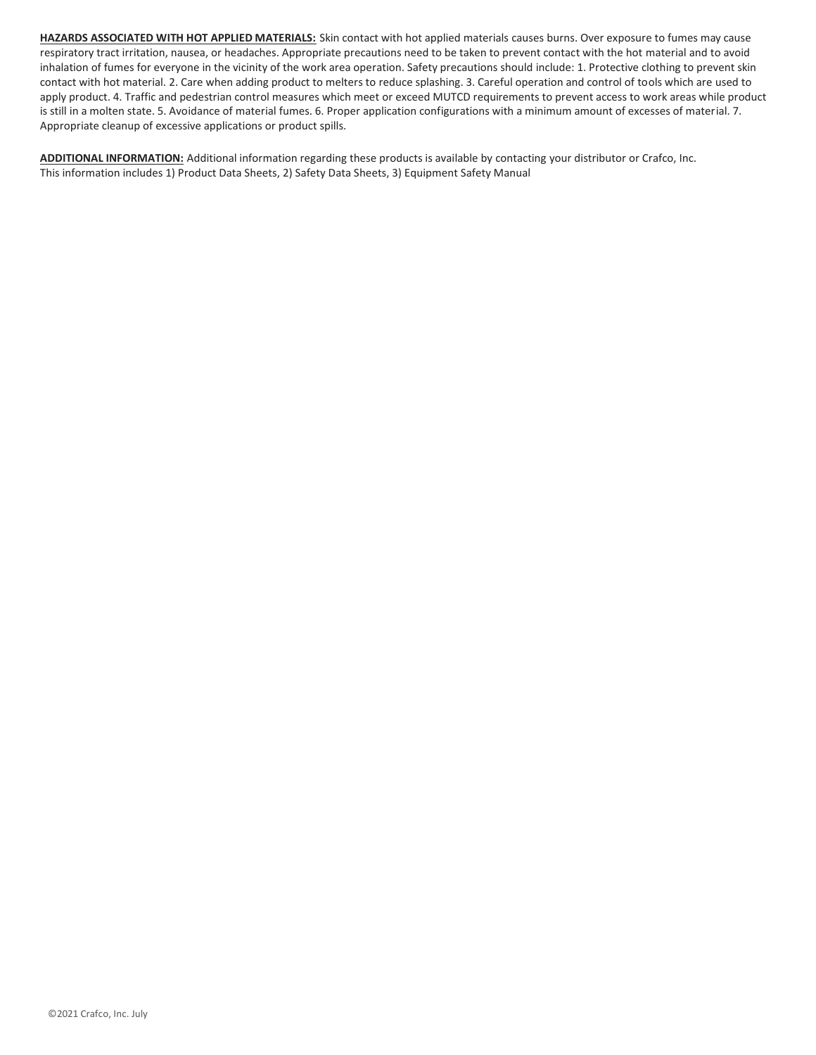**HAZARDS ASSOCIATED WITH HOT APPLIED MATERIALS:** Skin contact with hot applied materials causes burns. Over exposure to fumes may cause respiratory tract irritation, nausea, or headaches. Appropriate precautions need to be taken to prevent contact with the hot material and to avoid inhalation of fumes for everyone in the vicinity of the work area operation. Safety precautions should include: 1. Protective clothing to prevent skin contact with hot material. 2. Care when adding product to melters to reduce splashing. 3. Careful operation and control of tools which are used to apply product. 4. Traffic and pedestrian control measures which meet or exceed MUTCD requirements to prevent access to work areas while product is still in a molten state. 5. Avoidance of material fumes. 6. Proper application configurations with a minimum amount of excesses of material. 7. Appropriate cleanup of excessive applications or product spills.

**ADDITIONAL INFORMATION:** Additional information regarding these products is available by contacting your distributor or Crafco, Inc. This information includes 1) Product Data Sheets, 2) Safety Data Sheets, 3) Equipment Safety Manual

©2021 Crafco, Inc. July